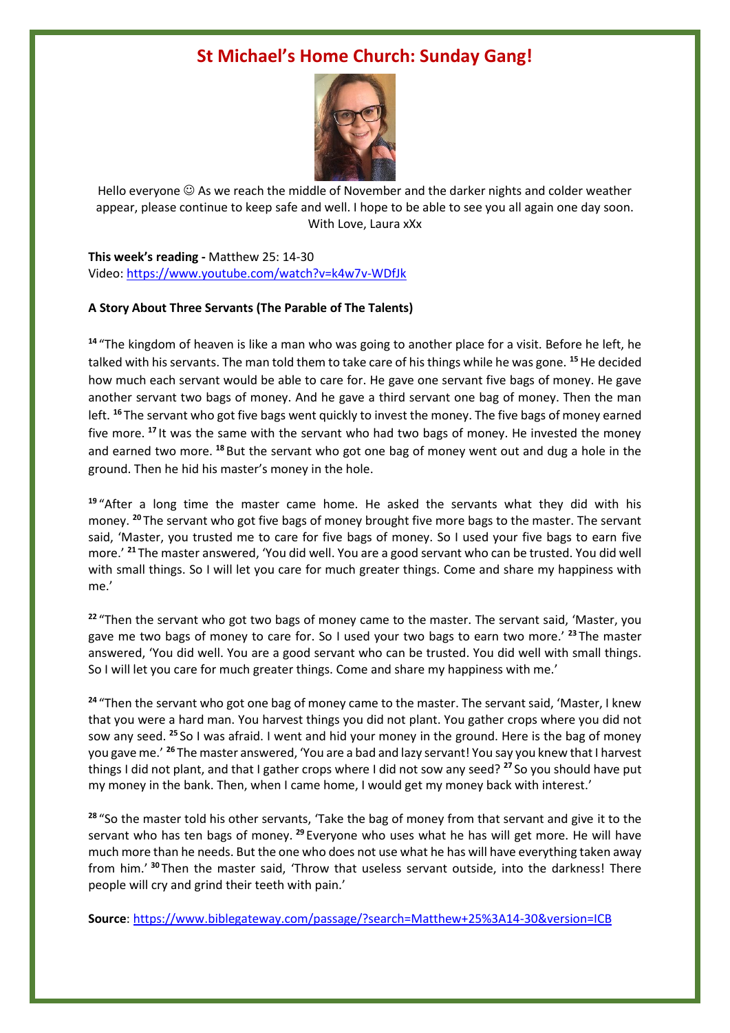# St Michael's Home Church: Sunday Gang!

Hello everyone ☺ As we reach the middle of November and the darker nights and colder weather appear, please continue to keep safe and well. I hope to be able to see you all again one day soon. With Love, Laura xXx

**This week's reading -** Matthew 25: 14-30
Video: https://www.youtube.com/watch?v=k4w7v-WDfJk

**A Story About Three Servants (The Parable of The Talents)**

[14] "The kingdom of heaven is like a man who was going to another place for a visit. Before he left, he talked with his servants. The man told them to take care of his things while he was gone. [15] He decided how much each servant would be able to care for. He gave one servant five bags of money. He gave another servant two bags of money. And he gave a third servant one bag of money. Then the man left. [16] The servant who got five bags went quickly to invest the money. The five bags of money earned five more. [17] It was the same with the servant who had two bags of money. He invested the money and earned two more. [18] But the servant who got one bag of money went out and dug a hole in the ground. Then he hid his master's money in the hole.

[19] "After a long time the master came home. He asked the servants what they did with his money. [20] The servant who got five bags of money brought five more bags to the master. The servant said, 'Master, you trusted me to care for five bags of money. So I used your five bags to earn five more.' [21] The master answered, 'You did well. You are a good servant who can be trusted. You did well with small things. So I will let you care for much greater things. Come and share my happiness with me.'

[22] "Then the servant who got two bags of money came to the master. The servant said, 'Master, you gave me two bags of money to care for. So I used your two bags to earn two more.' [23] The master answered, 'You did well. You are a good servant who can be trusted. You did well with small things. So I will let you care for much greater things. Come and share my happiness with me.'

[24] "Then the servant who got one bag of money came to the master. The servant said, 'Master, I knew that you were a hard man. You harvest things you did not plant. You gather crops where you did not sow any seed. [25] So I was afraid. I went and hid your money in the ground. Here is the bag of money you gave me.' [26] The master answered, 'You are a bad and lazy servant! You say you knew that I harvest things I did not plant, and that I gather crops where I did not sow any seed? [27] So you should have put my money in the bank. Then, when I came home, I would get my money back with interest.'

[28] "So the master told his other servants, 'Take the bag of money from that servant and give it to the servant who has ten bags of money. [29] Everyone who uses what he has will get more. He will have much more than he needs. But the one who does not use what he has will have everything taken away from him.' [30] Then the master said, 'Throw that useless servant outside, into the darkness! There people will cry and grind their teeth with pain.'

**Source**: https://www.biblegateway.com/passage/?search=Matthew+25%3A14-30&version=ICB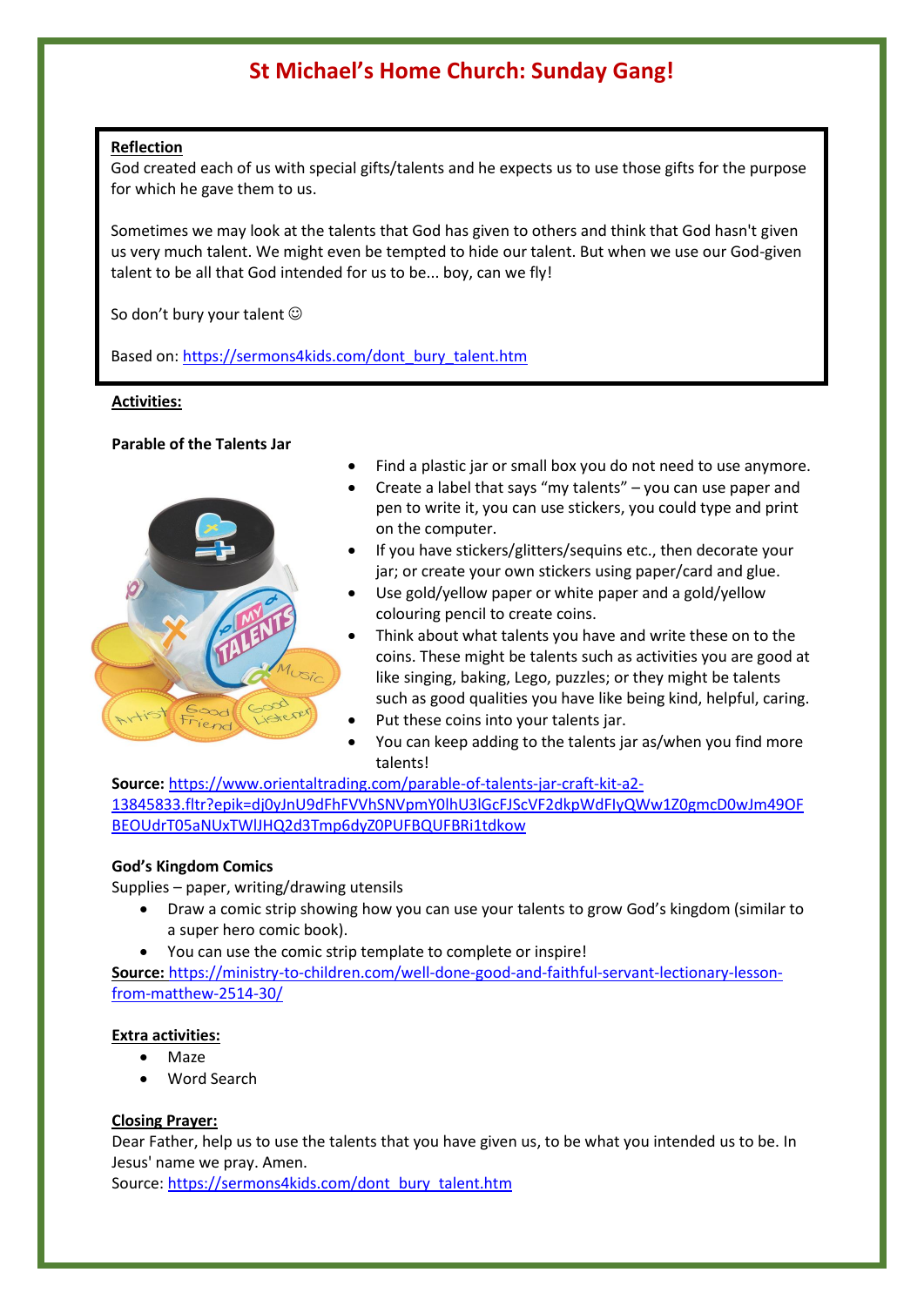# St Michael's Home Church: Sunday Gang!

**Reflection**

God created each of us with special gifts/talents and he expects us to use those gifts for the purpose for which he gave them to us.

Sometimes we may look at the talents that God has given to others and think that God hasn't given us very much talent. We might even be tempted to hide our talent. But when we use our God-given talent to be all that God intended for us to be... boy, can we fly!

So don't bury your talent ☺

Based on: https://sermons4kids.com/dont_bury_talent.htm

**Activities:**

**Parable of the Talents Jar**

- Find a plastic jar or small box you do not need to use anymore.
- Create a label that says "my talents" – you can use paper and pen to write it, you can use stickers, you could type and print on the computer.
- If you have stickers/glitters/sequins etc., then decorate your jar; or create your own stickers using paper/card and glue.
- Use gold/yellow paper or white paper and a gold/yellow colouring pencil to create coins.
- Think about what talents you have and write these on to the coins. These might be talents such as activities you are good at like singing, baking, Lego, puzzles; or they might be talents such as good qualities you have like being kind, helpful, caring.
- Put these coins into your talents jar.
- You can keep adding to the talents jar as/when you find more talents!

**Source:** https://www.orientaltrading.com/parable-of-talents-jar-craft-kit-a2-13845833.fltr?epik=dj0yJnU9dFhFVVhSNVpmY0lhU3lGcFJScVF2dkpWdFlyQWw1Z0gmcD0wJm49OFBEOUdrT05aNUxTWlJHQ2d3Tmp6dyZ0PUFBQUFBRi1tdkow

**God's Kingdom Comics**

Supplies – paper, writing/drawing utensils

- Draw a comic strip showing how you can use your talents to grow God's kingdom (similar to a super hero comic book).
- You can use the comic strip template to complete or inspire!

**Source:** https://ministry-to-children.com/well-done-good-and-faithful-servant-lectionary-lesson-from-matthew-2514-30/

**Extra activities:**

- Maze
- Word Search

**Closing Prayer:**

Dear Father, help us to use the talents that you have given us, to be what you intended us to be. In Jesus' name we pray. Amen.

Source: https://sermons4kids.com/dont_bury_talent.htm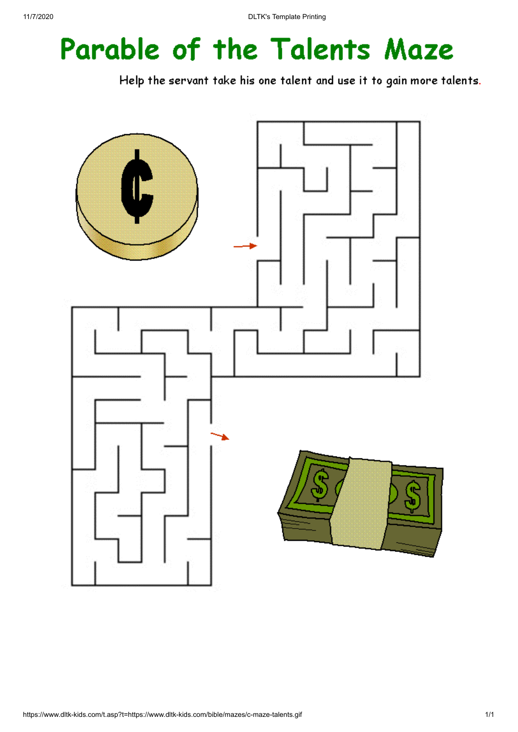# Parable of the Talents Maze

Help the servant take his one talent and use it to gain more talents.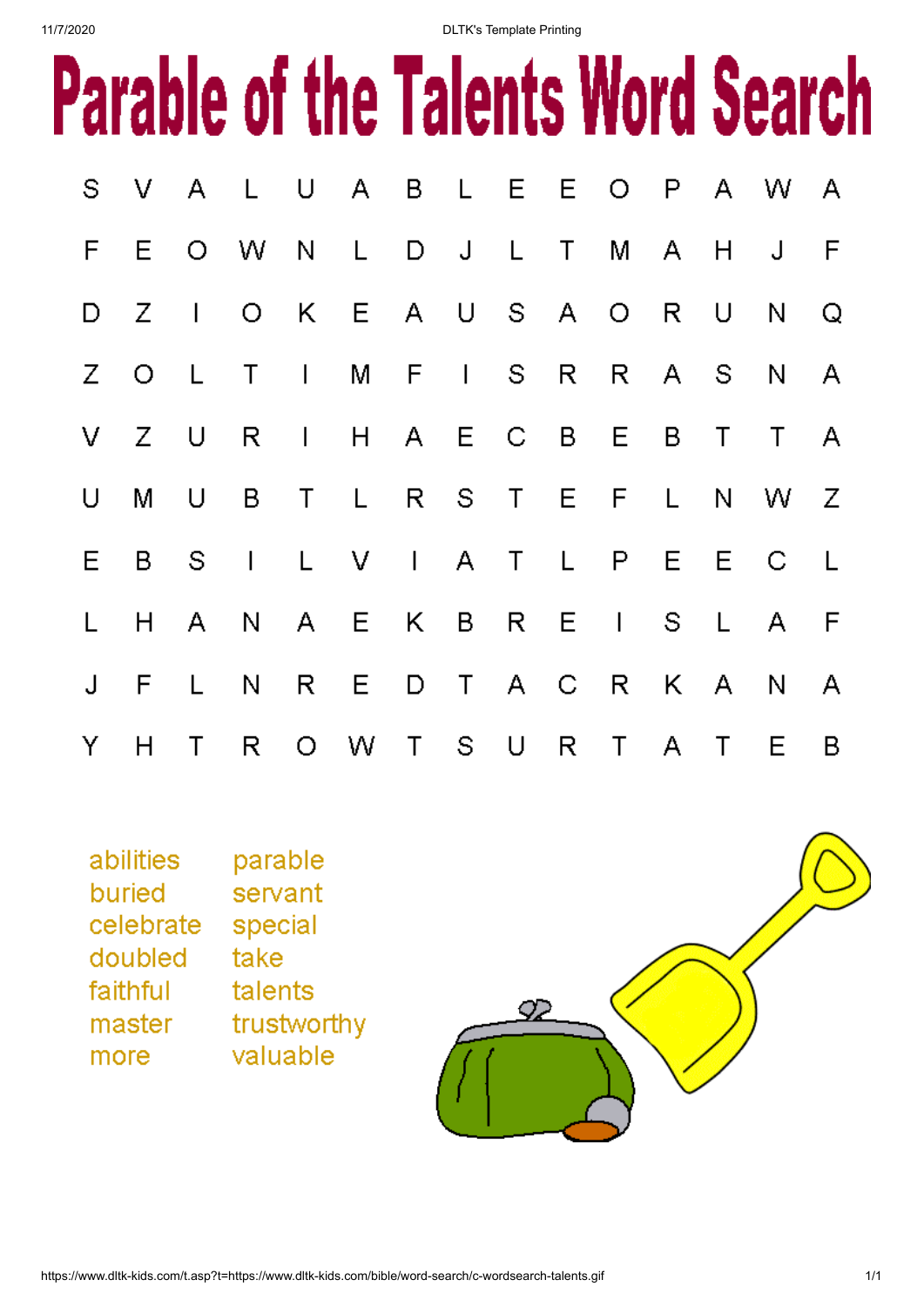# Parable of the Talents Word Search

| | | | | | | | | | | | | | | |
|---|---|---|---|---|---|---|---|---|---|---|---|---|---|---|
| S | V | A | L | U | A | B | L | E | E | O | P | A | W | A |
| F | E | O | W | N | L | D | J | L | T | M | A | H | J | F |
| D | Z | I | O | K | E | A | U | S | A | O | R | U | N | Q |
| Z | O | L | T | I | M | F | I | S | R | R | A | S | N | A |
| V | Z | U | R | I | H | A | E | C | B | E | B | T | T | A |
| U | M | U | B | T | L | R | S | T | E | F | L | N | W | Z |
| E | B | S | I | L | V | I | A | T | L | P | E | E | C | L |
| L | H | A | N | A | E | K | B | R | E | I | S | L | A | F |
| J | F | L | N | R | E | D | T | A | C | R | K | A | N | A |
| Y | H | T | R | O | W | T | S | U | R | T | A | T | E | B |

abilities
buried
celebrate
doubled
faithful
master
more
parable
servant
special
take
talents
trustworthy
valuable